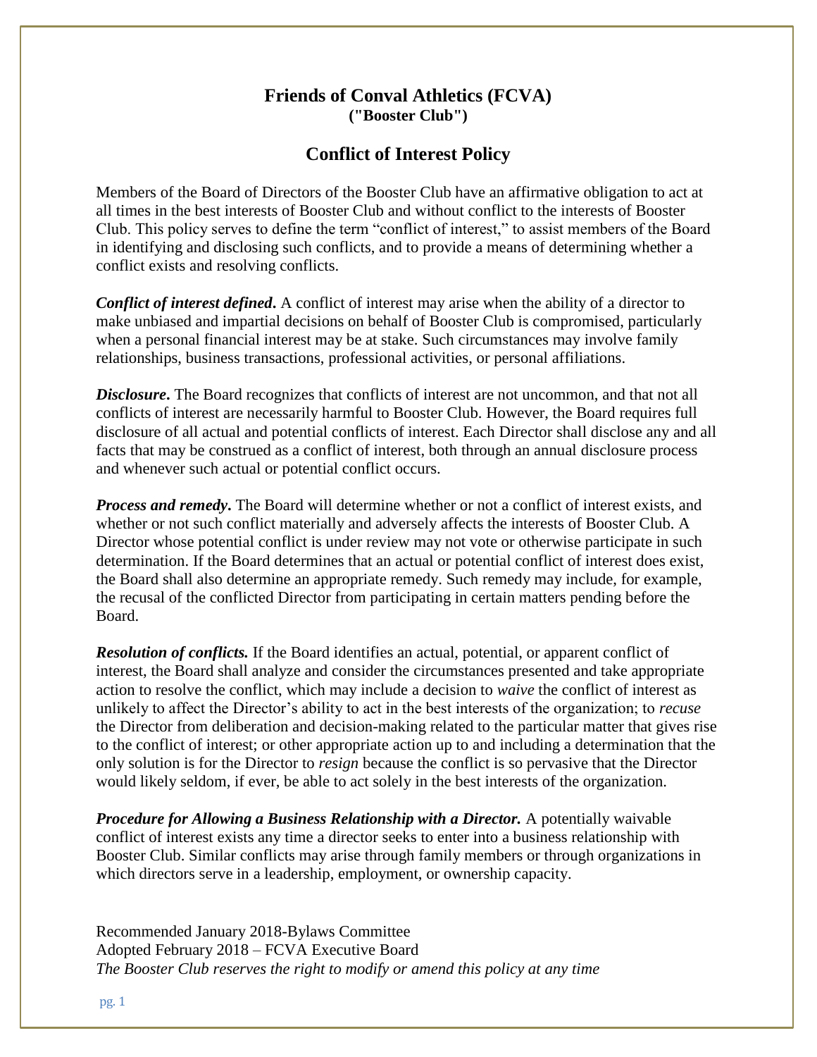# Friends of Conval Athletics (FCVA)
**("Booster Club")**

## Conflict of Interest Policy

Members of the Board of Directors of the Booster Club have an affirmative obligation to act at all times in the best interests of Booster Club and without conflict to the interests of Booster Club. This policy serves to define the term "conflict of interest," to assist members of the Board in identifying and disclosing such conflicts, and to provide a means of determining whether a conflict exists and resolving conflicts.

***Conflict of interest defined*.** A conflict of interest may arise when the ability of a director to make unbiased and impartial decisions on behalf of Booster Club is compromised, particularly when a personal financial interest may be at stake. Such circumstances may involve family relationships, business transactions, professional activities, or personal affiliations.

***Disclosure*.** The Board recognizes that conflicts of interest are not uncommon, and that not all conflicts of interest are necessarily harmful to Booster Club. However, the Board requires full disclosure of all actual and potential conflicts of interest. Each Director shall disclose any and all facts that may be construed as a conflict of interest, both through an annual disclosure process and whenever such actual or potential conflict occurs.

***Process and remedy*.** The Board will determine whether or not a conflict of interest exists, and whether or not such conflict materially and adversely affects the interests of Booster Club. A Director whose potential conflict is under review may not vote or otherwise participate in such determination. If the Board determines that an actual or potential conflict of interest does exist, the Board shall also determine an appropriate remedy. Such remedy may include, for example, the recusal of the conflicted Director from participating in certain matters pending before the Board.

***Resolution of conflicts.*** If the Board identifies an actual, potential, or apparent conflict of interest, the Board shall analyze and consider the circumstances presented and take appropriate action to resolve the conflict, which may include a decision to *waive* the conflict of interest as unlikely to affect the Director's ability to act in the best interests of the organization; to *recuse* the Director from deliberation and decision-making related to the particular matter that gives rise to the conflict of interest; or other appropriate action up to and including a determination that the only solution is for the Director to *resign* because the conflict is so pervasive that the Director would likely seldom, if ever, be able to act solely in the best interests of the organization.

***Procedure for Allowing a Business Relationship with a Director.*** A potentially waivable conflict of interest exists any time a director seeks to enter into a business relationship with Booster Club. Similar conflicts may arise through family members or through organizations in which directors serve in a leadership, employment, or ownership capacity.

Recommended January 2018-Bylaws Committee
Adopted February 2018 – FCVA Executive Board
*The Booster Club reserves the right to modify or amend this policy at any time*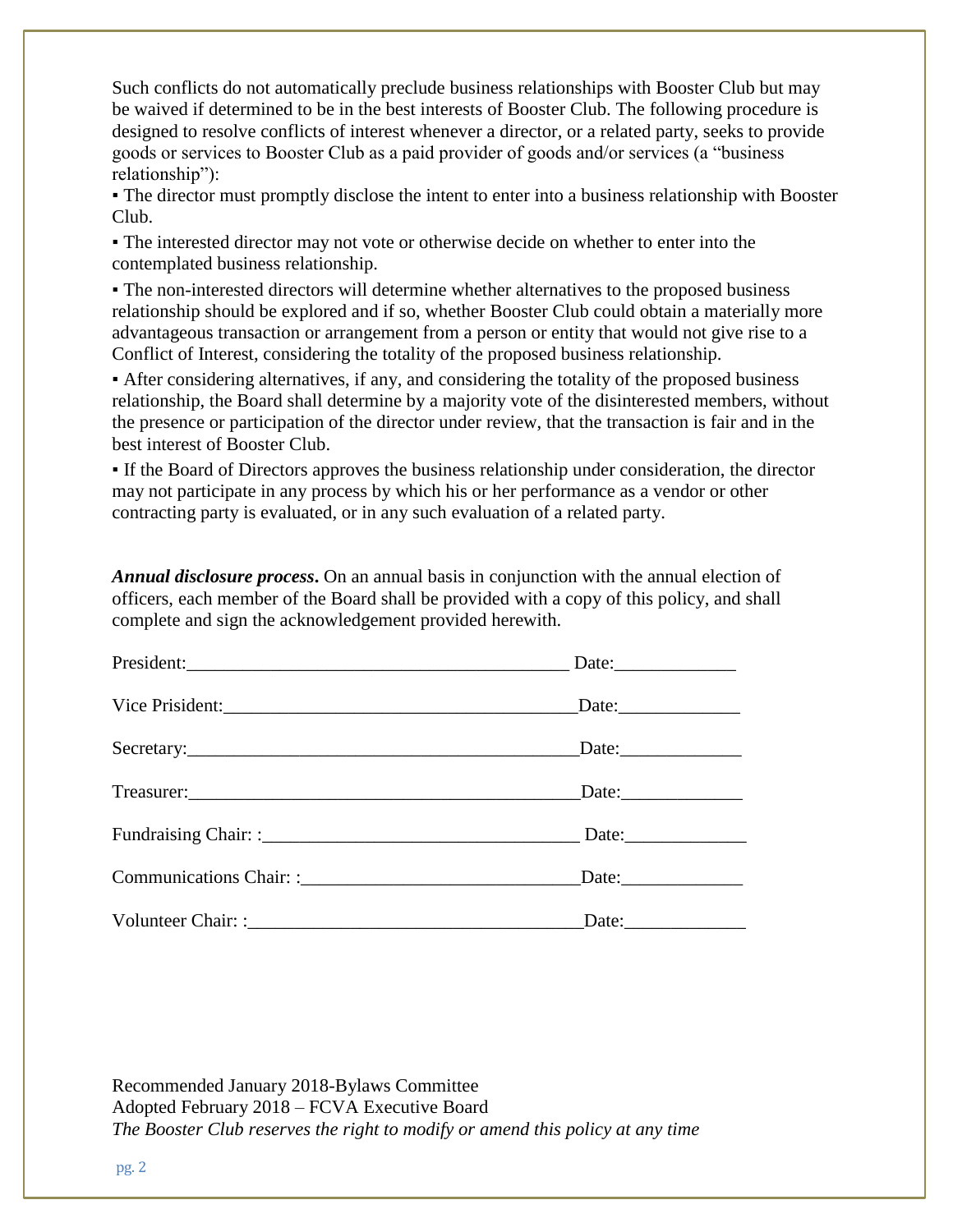Such conflicts do not automatically preclude business relationships with Booster Club but may be waived if determined to be in the best interests of Booster Club. The following procedure is designed to resolve conflicts of interest whenever a director, or a related party, seeks to provide goods or services to Booster Club as a paid provider of goods and/or services (a "business relationship"):

- The director must promptly disclose the intent to enter into a business relationship with Booster Club.
- The interested director may not vote or otherwise decide on whether to enter into the contemplated business relationship.
- The non-interested directors will determine whether alternatives to the proposed business relationship should be explored and if so, whether Booster Club could obtain a materially more advantageous transaction or arrangement from a person or entity that would not give rise to a Conflict of Interest, considering the totality of the proposed business relationship.
- After considering alternatives, if any, and considering the totality of the proposed business relationship, the Board shall determine by a majority vote of the disinterested members, without the presence or participation of the director under review, that the transaction is fair and in the best interest of Booster Club.
- If the Board of Directors approves the business relationship under consideration, the director may not participate in any process by which his or her performance as a vendor or other contracting party is evaluated, or in any such evaluation of a related party.

***Annual disclosure process*.** On an annual basis in conjunction with the annual election of officers, each member of the Board shall be provided with a copy of this policy, and shall complete and sign the acknowledgement provided herewith.

President:__________________________________________ Date:_____________

Vice Prisident:______________________________________Date:_____________

Secretary:___________________________________________Date:_____________

Treasurer:___________________________________________Date:_____________

Fundraising Chair: :__________________________________ Date:_____________

Communications Chair: :______________________________Date:_____________

Volunteer Chair: :____________________________________Date:_____________

Recommended January 2018-Bylaws Committee
Adopted February 2018 – FCVA Executive Board
*The Booster Club reserves the right to modify or amend this policy at any time*